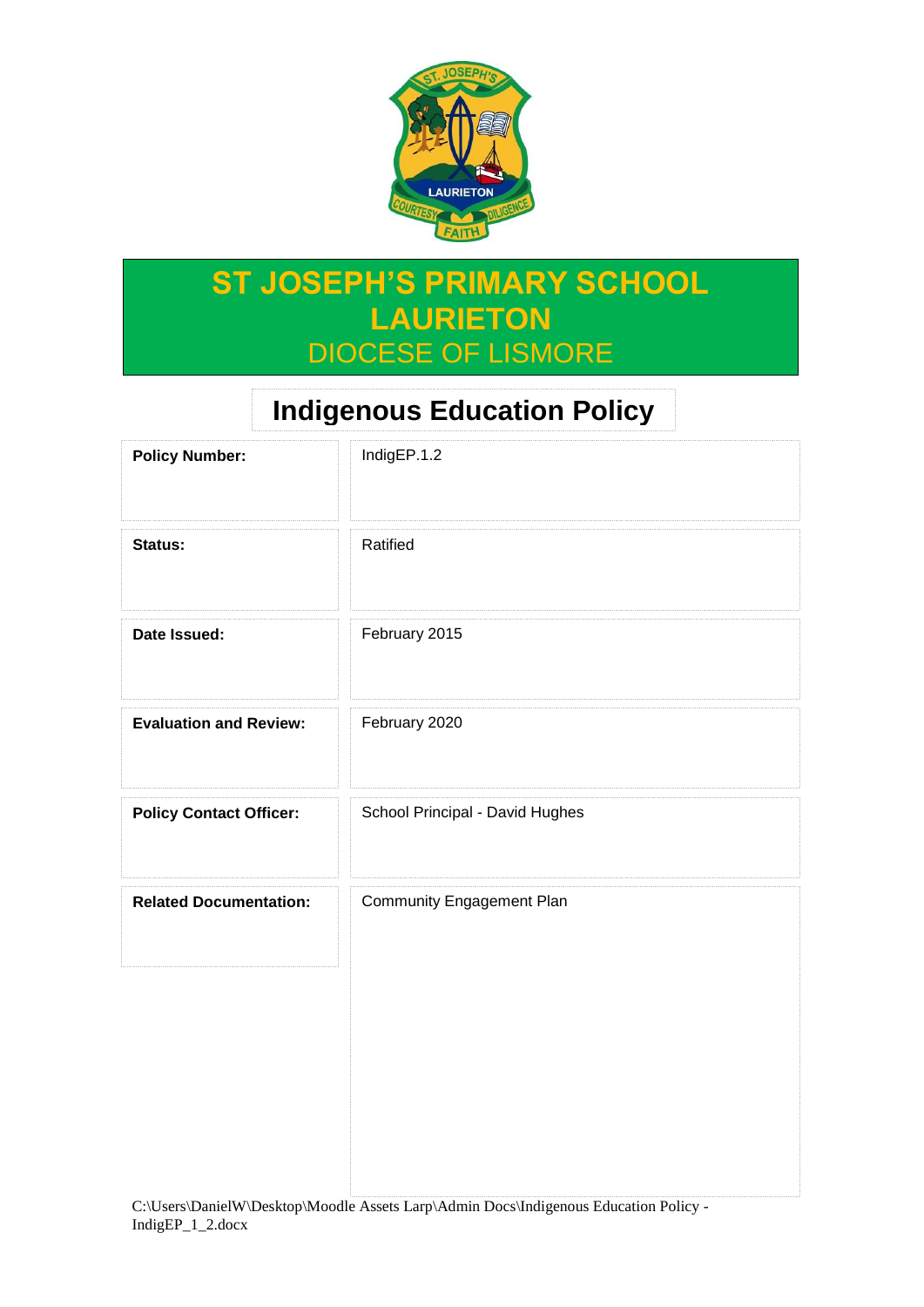# ST JOSEPH'S PRIMARY SCHOOL LAURIETON

DIOCESE OF LISMORE

## Indigenous Education Policy

| | |
|---|---|
| **Policy Number:** | IndigEP.1.2 |
| **Status:** | Ratified |
| **Date Issued:** | February 2015 |
| **Evaluation and Review:** | February 2020 |
| **Policy Contact Officer:** | School Principal - David Hughes |
| **Related Documentation:** | Community Engagement Plan |

C:\Users\DanielW\Desktop\Moodle Assets Larp\Admin Docs\Indigenous Education Policy - IndigEP_1_2.docx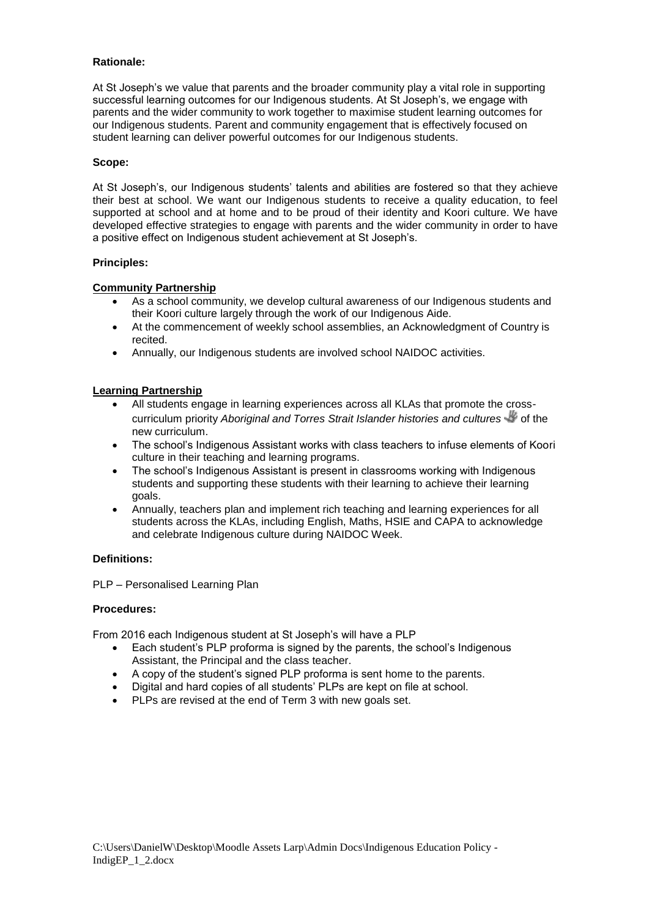**Rationale:**

At St Joseph's we value that parents and the broader community play a vital role in supporting successful learning outcomes for our Indigenous students. At St Joseph's, we engage with parents and the wider community to work together to maximise student learning outcomes for our Indigenous students. Parent and community engagement that is effectively focused on student learning can deliver powerful outcomes for our Indigenous students.

**Scope:**

At St Joseph's, our Indigenous students' talents and abilities are fostered so that they achieve their best at school. We want our Indigenous students to receive a quality education, to feel supported at school and at home and to be proud of their identity and Koori culture. We have developed effective strategies to engage with parents and the wider community in order to have a positive effect on Indigenous student achievement at St Joseph's.

**Principles:**

**Community Partnership**

- As a school community, we develop cultural awareness of our Indigenous students and their Koori culture largely through the work of our Indigenous Aide.
- At the commencement of weekly school assemblies, an Acknowledgment of Country is recited.
- Annually, our Indigenous students are involved school NAIDOC activities.

**Learning Partnership**

- All students engage in learning experiences across all KLAs that promote the cross-curriculum priority *Aboriginal and Torres Strait Islander histories and cultures* of the new curriculum.
- The school's Indigenous Assistant works with class teachers to infuse elements of Koori culture in their teaching and learning programs.
- The school's Indigenous Assistant is present in classrooms working with Indigenous students and supporting these students with their learning to achieve their learning goals.
- Annually, teachers plan and implement rich teaching and learning experiences for all students across the KLAs, including English, Maths, HSIE and CAPA to acknowledge and celebrate Indigenous culture during NAIDOC Week.

**Definitions:**

PLP – Personalised Learning Plan

**Procedures:**

From 2016 each Indigenous student at St Joseph's will have a PLP

- Each student's PLP proforma is signed by the parents, the school's Indigenous Assistant, the Principal and the class teacher.
- A copy of the student's signed PLP proforma is sent home to the parents.
- Digital and hard copies of all students' PLPs are kept on file at school.
- PLPs are revised at the end of Term 3 with new goals set.